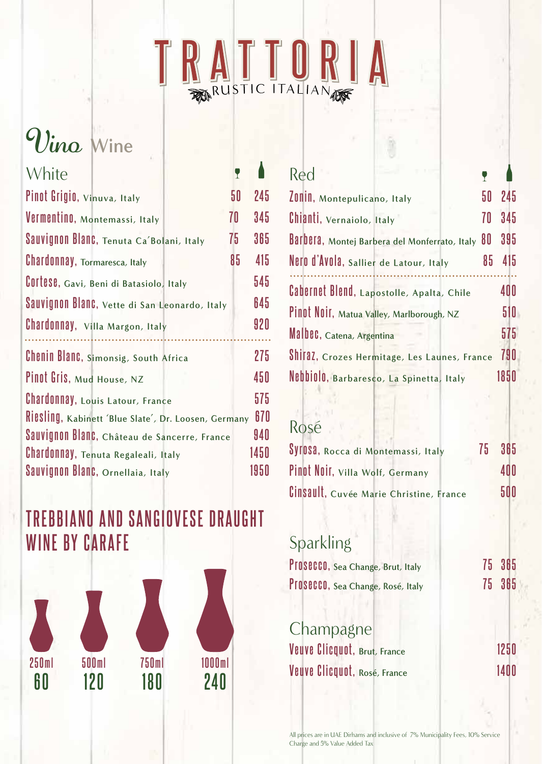# TRATTORIA

RUSTIC ITALIAN

## Vino Wine

### White

| Wine | Glass | Bottle |
|---|---|---|
| Pinot Grigio, Vinuva, Italy | 50 | 245 |
| Vermentino, Montemassi, Italy | 70 | 345 |
| Sauvignon Blanc, Tenuta Ca'Bolani, Italy | 75 | 365 |
| Chardonnay, Tormaresca, Italy | 85 | 415 |
| Cortese, Gavi, Beni di Batasiolo, Italy | | 545 |
| Sauvignon Blanc, Vette di San Leonardo, Italy | | 645 |
| Chardonnay, Villa Margon, Italy | | 920 |
| Chenin Blanc, Simonsig, South Africa | | 275 |
| Pinot Gris, Mud House, NZ | | 450 |
| Chardonnay, Louis Latour, France | | 575 |
| Riesling, Kabinett 'Blue Slate', Dr. Loosen, Germany | | 670 |
| Sauvignon Blanc, Château de Sancerre, France | | 940 |
| Chardonnay, Tenuta Regaleali, Italy | | 1450 |
| Sauvignon Blanc, Ornellaia, Italy | | 1950 |

### TREBBIANO AND SANGIOVESE DRAUGHT WINE BY CARAFE

| 250ml | 500ml | 750ml | 1000ml |
|---|---|---|---|
| 60 | 120 | 180 | 240 |

### Red

| Wine | Glass | Bottle |
|---|---|---|
| Zonin, Montepulicano, Italy | 50 | 245 |
| Chianti, Vernaiolo, Italy | 70 | 345 |
| Barbera, Montej Barbera del Monferrato, Italy | 80 | 395 |
| Nero d'Avola, Sallier de Latour, Italy | 85 | 415 |
| Cabernet Blend, Lapostolle, Apalta, Chile | | 400 |
| Pinot Noir, Matua Valley, Marlborough, NZ | | 510 |
| Malbec, Catena, Argentina | | 575 |
| Shiraz, Crozes Hermitage, Les Launes, France | | 790 |
| Nebbiolo, Barbaresco, La Spinetta, Italy | | 1850 |

### Rosé

| Wine | Glass | Bottle |
|---|---|---|
| Syrosa, Rocca di Montemassi, Italy | 75 | 365 |
| Pinot Noir, Villa Wolf, Germany | | 400 |
| Cinsault, Cuvée Marie Christine, France | | 500 |

### Sparkling

| Wine | Glass | Bottle |
|---|---|---|
| Prosecco, Sea Change, Brut, Italy | 75 | 365 |
| Prosecco, Sea Change, Rosé, Italy | 75 | 365 |

### Champagne

| Wine | Bottle |
|---|---|
| Veuve Clicquot, Brut, France | 1250 |
| Veuve Clicquot, Rosé, France | 1400 |

All prices are in UAE Dirhams and inclusive of 7% Municipality Fees, 10% Service Charge and 5% Value Added Tax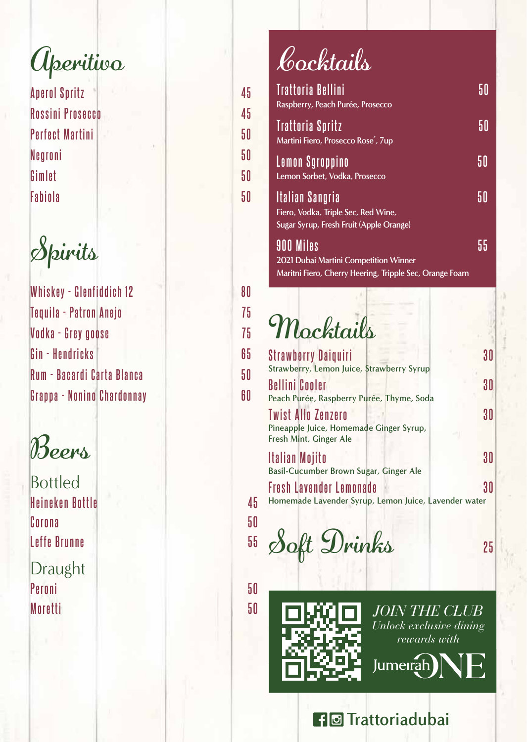## Aperitivo

| | |
|---|---|
| Aperol Spritz | 45 |
| Rossini Prosecco | 45 |
| Perfect Martini | 50 |
| Negroni | 50 |
| Gimlet | 50 |
| Fabiola | 50 |

## Spirits

| | |
|---|---|
| Whiskey - Glenfiddich 12 | 80 |
| Tequila - Patron Anejo | 75 |
| Vodka - Grey goose | 75 |
| Gin - Hendricks | 65 |
| Rum - Bacardi Carta Blanca | 50 |
| Grappa - Nonino Chardonnay | 60 |

## Beers

### Bottled

| | |
|---|---|
| Heineken Bottle | 45 |
| Corona | 50 |
| Leffe Brunne | 55 |

### Draught

| | |
|---|---|
| Peroni | 50 |
| Moretti | 50 |

## Cocktails

**Trattoria Bellini** — 50
Raspberry, Peach Purée, Prosecco

**Trattoria Spritz** — 50
Martini Fiero, Prosecco Rose´, 7up

**Lemon Sgroppino** — 50
Lemon Sorbet, Vodka, Prosecco

**Italian Sangria** — 50
Fiero, Vodka, Triple Sec, Red Wine, Sugar Syrup, Fresh Fruit (Apple Orange)

**900 Miles** — 55
2021 Dubai Martini Competition Winner
Maritni Fiero, Cherry Heering, Tripple Sec, Orange Foam

## Mocktails

**Strawberry Daiquiri** — 30
Strawberry, Lemon Juice, Strawberry Syrup

**Bellini Cooler** — 30
Peach Purée, Raspberry Purée, Thyme, Soda

**Twist Allo Zenzero** — 30
Pineapple Juice, Homemade Ginger Syrup, Fresh Mint, Ginger Ale

**Italian Mojito** — 30
Basil-Cucumber Brown Sugar, Ginger Ale

**Fresh Lavender Lemonade** — 30
Homemade Lavender Syrup, Lemon Juice, Lavender water

## Soft Drinks — 25

*JOIN THE CLUB*
*Unlock exclusive dining rewards with*
Jumeirah ONE

Trattoriadubai